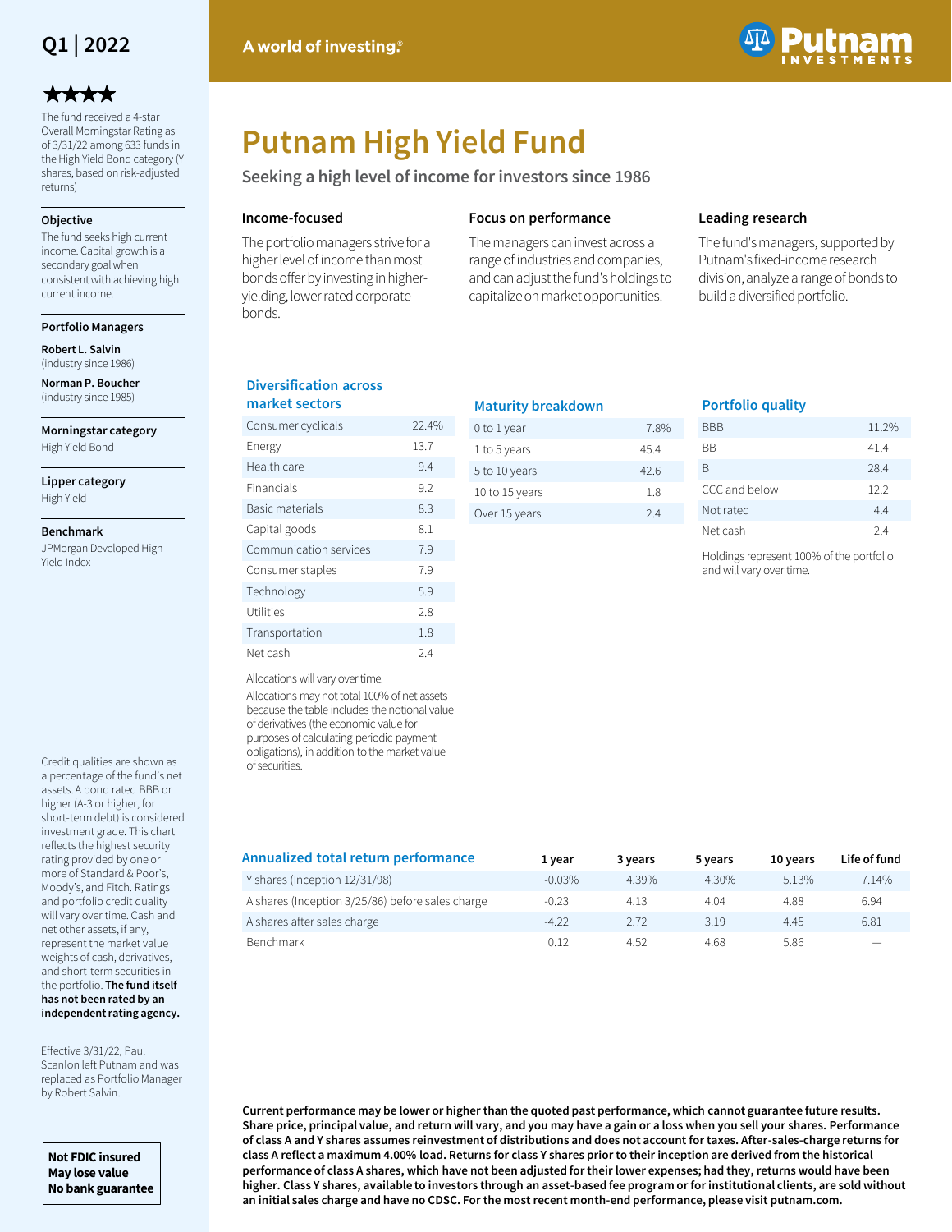Q1 | 2022

★★★★

The fund received a 4-star Overall Morningstar Rating as of 3/31/22 among 633 funds in the High Yield Bond category (Y shares, based on risk-adjusted returns)

**Objective**

The fund seeks high current income. Capital growth is a secondary goal when consistent with achieving high current income.

**Portfolio Managers**

**Robert L. Salvin**
(industry since 1986)

**Norman P. Boucher**
(industry since 1985)

**Morningstar category**

High Yield Bond

**Lipper category**

High Yield

**Benchmark**

JPMorgan Developed High Yield Index

Credit qualities are shown as a percentage of the fund's net assets. A bond rated BBB or higher (A-3 or higher, for short-term debt) is considered investment grade. This chart reflects the highest security rating provided by one or more of Standard & Poor's, Moody's, and Fitch. Ratings and portfolio credit quality will vary over time. Cash and net other assets, if any, represent the market value weights of cash, derivatives, and short-term securities in the portfolio. **The fund itself has not been rated by an independent rating agency.**

Effective 3/31/22, Paul Scanlon left Putnam and was replaced as Portfolio Manager by Robert Salvin.

**Not FDIC insured**
**May lose value**
**No bank guarantee**

A world of investing.®

# Putnam High Yield Fund

## Seeking a high level of income for investors since 1986

### Income-focused

The portfolio managers strive for a higher level of income than most bonds offer by investing in higher-yielding, lower rated corporate bonds.

### Focus on performance

The managers can invest across a range of industries and companies, and can adjust the fund's holdings to capitalize on market opportunities.

### Leading research

The fund's managers, supported by Putnam's fixed-income research division, analyze a range of bonds to build a diversified portfolio.

### Diversification across market sectors

| Sector | % |
|---|---|
| Consumer cyclicals | 22.4% |
| Energy | 13.7 |
| Health care | 9.4 |
| Financials | 9.2 |
| Basic materials | 8.3 |
| Capital goods | 8.1 |
| Communication services | 7.9 |
| Consumer staples | 7.9 |
| Technology | 5.9 |
| Utilities | 2.8 |
| Transportation | 1.8 |
| Net cash | 2.4 |

Allocations will vary over time.

Allocations may not total 100% of net assets because the table includes the notional value of derivatives (the economic value for purposes of calculating periodic payment obligations), in addition to the market value of securities.

### Maturity breakdown

| Maturity | % |
|---|---|
| 0 to 1 year | 7.8% |
| 1 to 5 years | 45.4 |
| 5 to 10 years | 42.6 |
| 10 to 15 years | 1.8 |
| Over 15 years | 2.4 |

### Portfolio quality

| Quality | % |
|---|---|
| BBB | 11.2% |
| BB | 41.4 |
| B | 28.4 |
| CCC and below | 12.2 |
| Not rated | 4.4 |
| Net cash | 2.4 |

Holdings represent 100% of the portfolio and will vary over time.

### Annualized total return performance

| | 1 year | 3 years | 5 years | 10 years | Life of fund |
|---|---|---|---|---|---|
| Y shares (Inception 12/31/98) | -0.03% | 4.39% | 4.30% | 5.13% | 7.14% |
| A shares (Inception 3/25/86) before sales charge | -0.23 | 4.13 | 4.04 | 4.88 | 6.94 |
| A shares after sales charge | -4.22 | 2.72 | 3.19 | 4.45 | 6.81 |
| Benchmark | 0.12 | 4.52 | 4.68 | 5.86 | — |

**Current performance may be lower or higher than the quoted past performance, which cannot guarantee future results. Share price, principal value, and return will vary, and you may have a gain or a loss when you sell your shares. Performance of class A and Y shares assumes reinvestment of distributions and does not account for taxes. After-sales-charge returns for class A reflect a maximum 4.00% load. Returns for class Y shares prior to their inception are derived from the historical performance of class A shares, which have not been adjusted for their lower expenses; had they, returns would have been higher. Class Y shares, available to investors through an asset-based fee program or for institutional clients, are sold without an initial sales charge and have no CDSC. For the most recent month-end performance, please visit putnam.com.**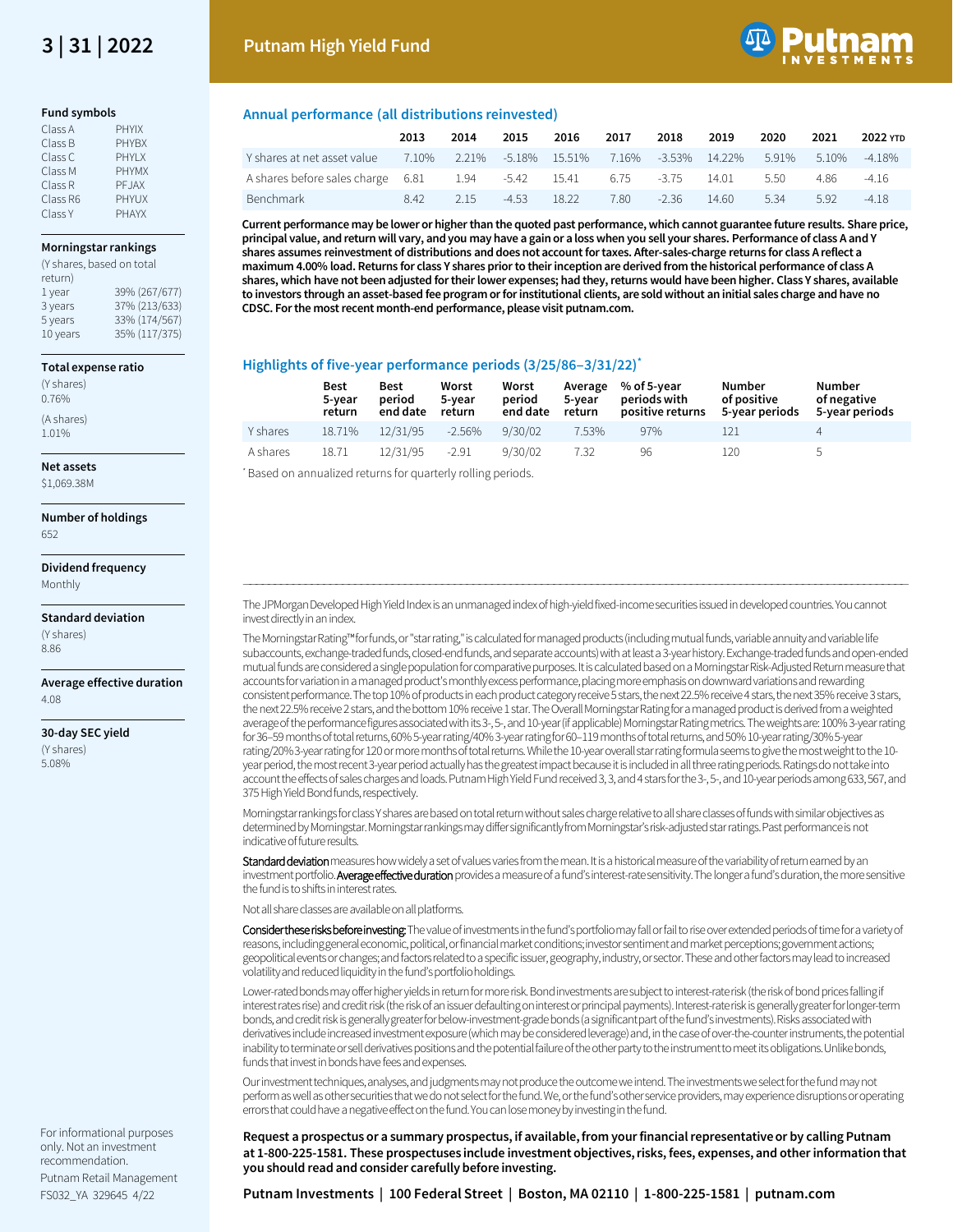# Putnam High Yield Fund

3 | 31 | 2022

**Fund symbols**

| | |
|---|---|
| Class A | PHYIX |
| Class B | PHYBX |
| Class C | PHYLX |
| Class M | PHYMX |
| Class R | PFJAX |
| Class R6 | PHYUX |
| Class Y | PHAYX |

**Morningstar rankings**

(Y shares, based on total return)

| | |
|---|---|
| 1 year | 39% (267/677) |
| 3 years | 37% (213/633) |
| 5 years | 33% (174/567) |
| 10 years | 35% (117/375) |

**Total expense ratio**

(Y shares)
0.76%

(A shares)
1.01%

**Net assets**

$1,069.38M

**Number of holdings**

652

**Dividend frequency**

Monthly

**Standard deviation**

(Y shares)
8.86

**Average effective duration**

4.08

**30-day SEC yield**

(Y shares)
5.08%

## Annual performance (all distributions reinvested)

| | 2013 | 2014 | 2015 | 2016 | 2017 | 2018 | 2019 | 2020 | 2021 | 2022 YTD |
|---|---|---|---|---|---|---|---|---|---|---|
| Y shares at net asset value | 7.10% | 2.21% | -5.18% | 15.51% | 7.16% | -3.53% | 14.22% | 5.91% | 5.10% | -4.18% |
| A shares before sales charge | 6.81 | 1.94 | -5.42 | 15.41 | 6.75 | -3.75 | 14.01 | 5.50 | 4.86 | -4.16 |
| Benchmark | 8.42 | 2.15 | -4.53 | 18.22 | 7.80 | -2.36 | 14.60 | 5.34 | 5.92 | -4.18 |

**Current performance may be lower or higher than the quoted past performance, which cannot guarantee future results. Share price, principal value, and return will vary, and you may have a gain or a loss when you sell your shares. Performance of class A and Y shares assumes reinvestment of distributions and does not account for taxes. After-sales-charge returns for class A reflect a maximum 4.00% load. Returns for class Y shares prior to their inception are derived from the historical performance of class A shares, which have not been adjusted for their lower expenses; had they, returns would have been higher. Class Y shares, available to investors through an asset-based fee program or for institutional clients, are sold without an initial sales charge and have no CDSC. For the most recent month-end performance, please visit putnam.com.**

## Highlights of five-year performance periods (3/25/86–3/31/22)*

| | Best 5-year return | Best period end date | Worst 5-year return | Worst period end date | Average 5-year return | % of 5-year periods with positive returns | Number of positive 5-year periods | Number of negative 5-year periods |
|---|---|---|---|---|---|---|---|---|
| Y shares | 18.71% | 12/31/95 | -2.56% | 9/30/02 | 7.53% | 97% | 121 | 4 |
| A shares | 18.71 | 12/31/95 | -2.91 | 9/30/02 | 7.32 | 96 | 120 | 5 |

* Based on annualized returns for quarterly rolling periods.

The JPMorgan Developed High Yield Index is an unmanaged index of high-yield fixed-income securities issued in developed countries. You cannot invest directly in an index.

The Morningstar Rating™ for funds, or "star rating," is calculated for managed products (including mutual funds, variable annuity and variable life subaccounts, exchange-traded funds, closed-end funds, and separate accounts) with at least a 3-year history. Exchange-traded funds and open-ended mutual funds are considered a single population for comparative purposes. It is calculated based on a Morningstar Risk-Adjusted Return measure that accounts for variation in a managed product's monthly excess performance, placing more emphasis on downward variations and rewarding consistent performance. The top 10% of products in each product category receive 5 stars, the next 22.5% receive 4 stars, the next 35% receive 3 stars, the next 22.5% receive 2 stars, and the bottom 10% receive 1 star. The Overall Morningstar Rating for a managed product is derived from a weighted average of the performance figures associated with its 3-, 5-, and 10-year (if applicable) Morningstar Rating metrics. The weights are: 100% 3-year rating for 36–59 months of total returns, 60% 5-year rating/40% 3-year rating for 60–119 months of total returns, and 50% 10-year rating/30% 5-year rating/20% 3-year rating for 120 or more months of total returns. While the 10-year overall star rating formula seems to give the most weight to the 10-year period, the most recent 3-year period actually has the greatest impact because it is included in all three rating periods. Ratings do not take into account the effects of sales charges and loads. Putnam High Yield Fund received 3, 3, and 4 stars for the 3-, 5-, and 10-year periods among 633, 567, and 375 High Yield Bond funds, respectively.

Morningstar rankings for class Y shares are based on total return without sales charge relative to all share classes of funds with similar objectives as determined by Morningstar. Morningstar rankings may differ significantly from Morningstar's risk-adjusted star ratings. Past performance is not indicative of future results.

**Standard deviation** measures how widely a set of values varies from the mean. It is a historical measure of the variability of return earned by an investment portfolio. **Average effective duration** provides a measure of a fund's interest-rate sensitivity. The longer a fund's duration, the more sensitive the fund is to shifts in interest rates.

Not all share classes are available on all platforms.

**Consider these risks before investing:** The value of investments in the fund's portfolio may fall or fail to rise over extended periods of time for a variety of reasons, including general economic, political, or financial market conditions; investor sentiment and market perceptions; government actions; geopolitical events or changes; and factors related to a specific issuer, geography, industry, or sector. These and other factors may lead to increased volatility and reduced liquidity in the fund's portfolio holdings.

Lower-rated bonds may offer higher yields in return for more risk. Bond investments are subject to interest-rate risk (the risk of bond prices falling if interest rates rise) and credit risk (the risk of an issuer defaulting on interest or principal payments). Interest-rate risk is generally greater for longer-term bonds, and credit risk is generally greater for below-investment-grade bonds (a significant part of the fund's investments). Risks associated with derivatives include increased investment exposure (which may be considered leverage) and, in the case of over-the-counter instruments, the potential inability to terminate or sell derivatives positions and the potential failure of the other party to the instrument to meet its obligations. Unlike bonds, funds that invest in bonds have fees and expenses.

Our investment techniques, analyses, and judgments may not produce the outcome we intend. The investments we select for the fund may not perform as well as other securities that we do not select for the fund. We, or the fund's other service providers, may experience disruptions or operating errors that could have a negative effect on the fund. You can lose money by investing in the fund.

**Request a prospectus or a summary prospectus, if available, from your financial representative or by calling Putnam at 1-800-225-1581. These prospectuses include investment objectives, risks, fees, expenses, and other information that you should read and consider carefully before investing.**

For informational purposes only. Not an investment recommendation.

Putnam Retail Management

FS032_YA 329645 4/22

**Putnam Investments | 100 Federal Street | Boston, MA 02110 | 1-800-225-1581 | putnam.com**